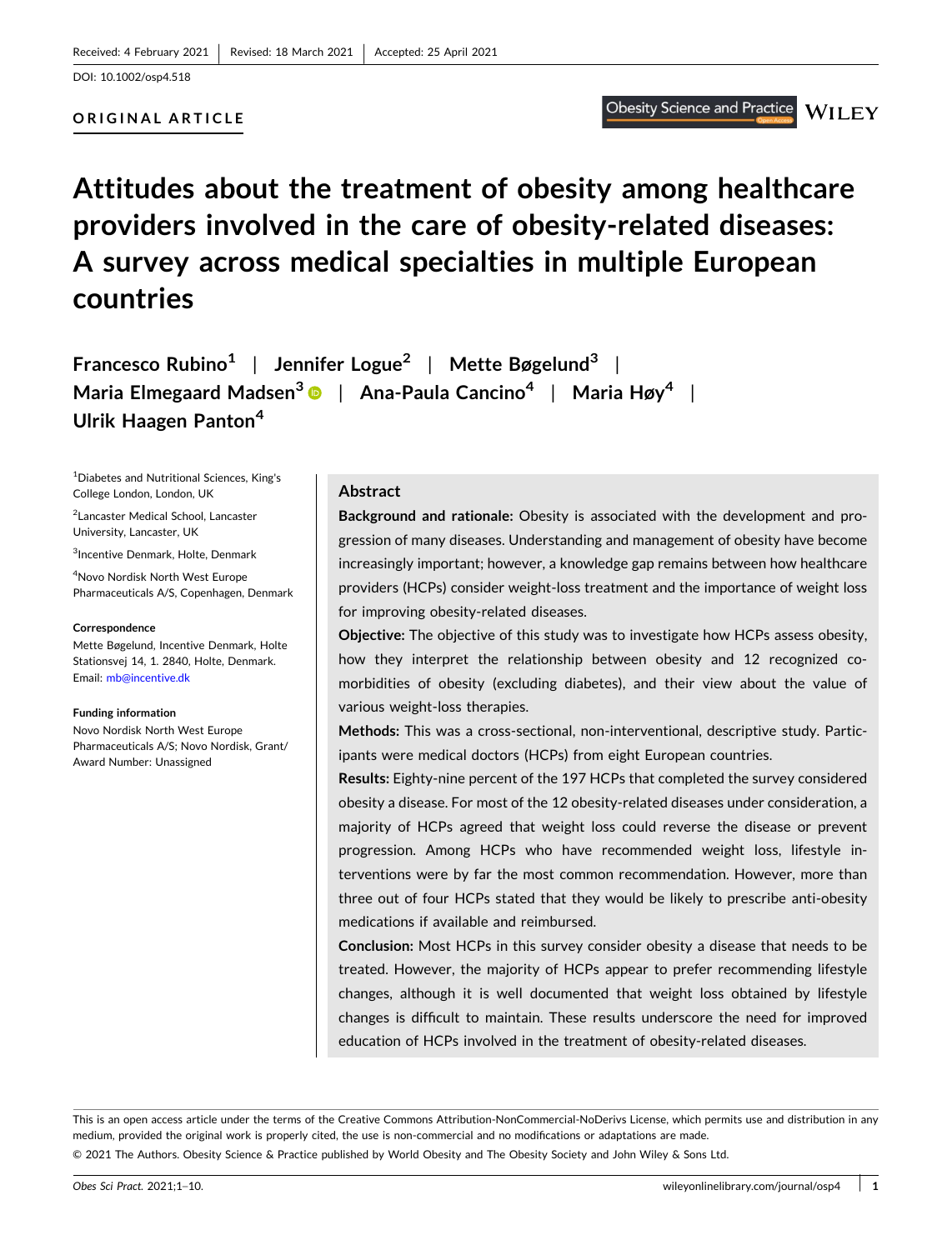Received: 4 February 2021 | Revised: 18 March 2021 | Accepted: 25 April 2021

DOI: 10.1002/osp4.518

**ORIGINAL ARTICLE**

# Attitudes about the treatment of obesity among healthcare providers involved in the care of obesity-related diseases: A survey across medical specialties in multiple European countries

**Francesco Rubino[1] | Jennifer Logue[2] | Mette Bøgelund[3] | Maria Elmegaard Madsen[3] | Ana-Paula Cancino[4] | Maria Høy[4] | Ulrik Haagen Panton[4]**

[1]Diabetes and Nutritional Sciences, King's College London, London, UK

[2]Lancaster Medical School, Lancaster University, Lancaster, UK

[3]Incentive Denmark, Holte, Denmark

[4]Novo Nordisk North West Europe Pharmaceuticals A/S, Copenhagen, Denmark

**Correspondence**
Mette Bøgelund, Incentive Denmark, Holte Stationsvej 14, 1. 2840, Holte, Denmark.
Email: mb@incentive.dk

**Funding information**
Novo Nordisk North West Europe Pharmaceuticals A/S; Novo Nordisk, Grant/Award Number: Unassigned

## Abstract

**Background and rationale:** Obesity is associated with the development and progression of many diseases. Understanding and management of obesity have become increasingly important; however, a knowledge gap remains between how healthcare providers (HCPs) consider weight-loss treatment and the importance of weight loss for improving obesity-related diseases.

**Objective:** The objective of this study was to investigate how HCPs assess obesity, how they interpret the relationship between obesity and 12 recognized co-morbidities of obesity (excluding diabetes), and their view about the value of various weight-loss therapies.

**Methods:** This was a cross-sectional, non-interventional, descriptive study. Participants were medical doctors (HCPs) from eight European countries.

**Results:** Eighty-nine percent of the 197 HCPs that completed the survey considered obesity a disease. For most of the 12 obesity-related diseases under consideration, a majority of HCPs agreed that weight loss could reverse the disease or prevent progression. Among HCPs who have recommended weight loss, lifestyle interventions were by far the most common recommendation. However, more than three out of four HCPs stated that they would be likely to prescribe anti-obesity medications if available and reimbursed.

**Conclusion:** Most HCPs in this survey consider obesity a disease that needs to be treated. However, the majority of HCPs appear to prefer recommending lifestyle changes, although it is well documented that weight loss obtained by lifestyle changes is difficult to maintain. These results underscore the need for improved education of HCPs involved in the treatment of obesity-related diseases.

This is an open access article under the terms of the Creative Commons Attribution-NonCommercial-NoDerivs License, which permits use and distribution in any medium, provided the original work is properly cited, the use is non-commercial and no modifications or adaptations are made.

© 2021 The Authors. Obesity Science & Practice published by World Obesity and The Obesity Society and John Wiley & Sons Ltd.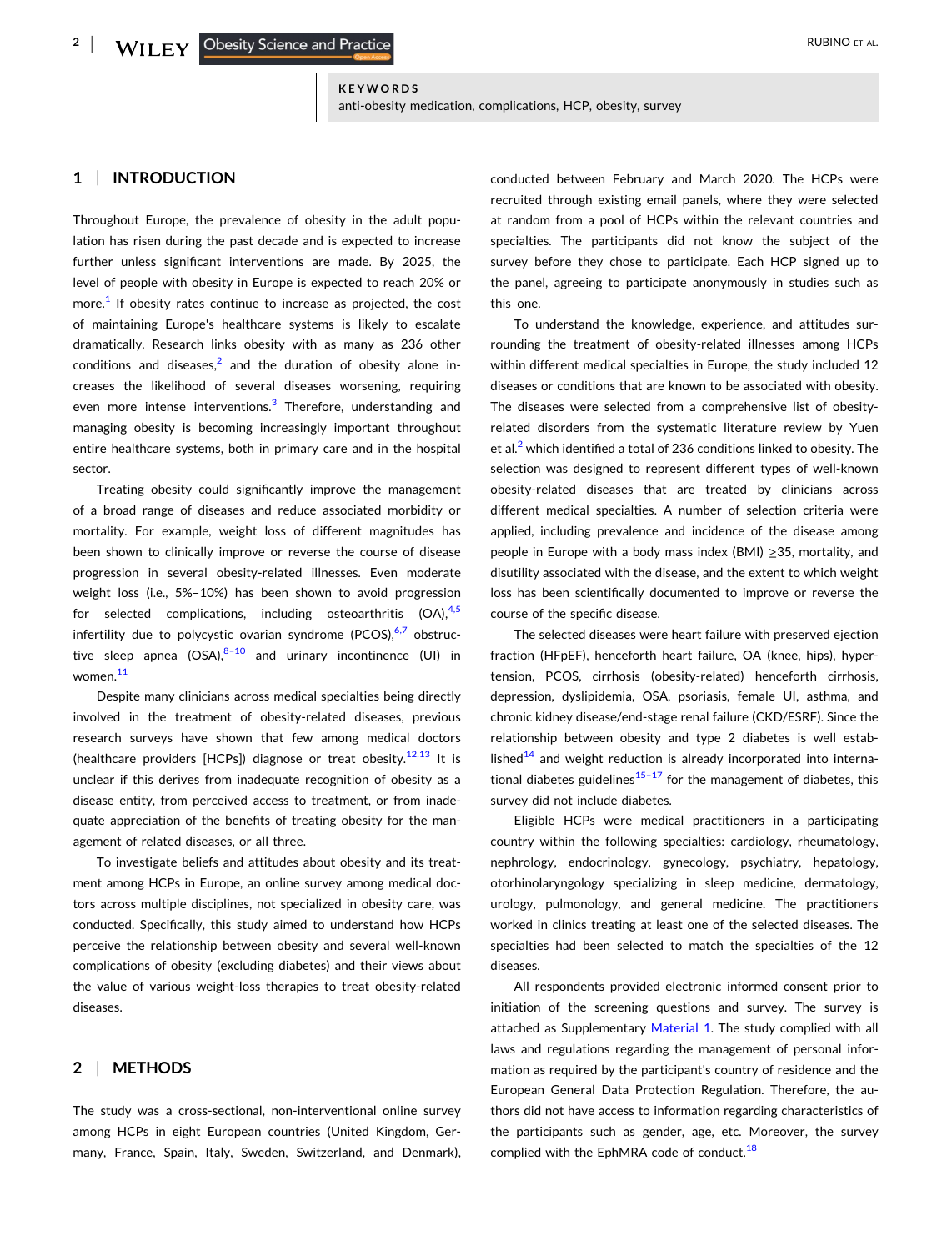**KEYWORDS**
anti-obesity medication, complications, HCP, obesity, survey

## 1 | INTRODUCTION

Throughout Europe, the prevalence of obesity in the adult population has risen during the past decade and is expected to increase further unless significant interventions are made. By 2025, the level of people with obesity in Europe is expected to reach 20% or more.[1] If obesity rates continue to increase as projected, the cost of maintaining Europe's healthcare systems is likely to escalate dramatically. Research links obesity with as many as 236 other conditions and diseases,[2] and the duration of obesity alone increases the likelihood of several diseases worsening, requiring even more intense interventions.[3] Therefore, understanding and managing obesity is becoming increasingly important throughout entire healthcare systems, both in primary care and in the hospital sector.

Treating obesity could significantly improve the management of a broad range of diseases and reduce associated morbidity or mortality. For example, weight loss of different magnitudes has been shown to clinically improve or reverse the course of disease progression in several obesity-related illnesses. Even moderate weight loss (i.e., 5%–10%) has been shown to avoid progression for selected complications, including osteoarthritis (OA),[4,5] infertility due to polycystic ovarian syndrome (PCOS),[6,7] obstructive sleep apnea (OSA),[8–10] and urinary incontinence (UI) in women.[11]

Despite many clinicians across medical specialties being directly involved in the treatment of obesity-related diseases, previous research surveys have shown that few among medical doctors (healthcare providers [HCPs]) diagnose or treat obesity.[12,13] It is unclear if this derives from inadequate recognition of obesity as a disease entity, from perceived access to treatment, or from inadequate appreciation of the benefits of treating obesity for the management of related diseases, or all three.

To investigate beliefs and attitudes about obesity and its treatment among HCPs in Europe, an online survey among medical doctors across multiple disciplines, not specialized in obesity care, was conducted. Specifically, this study aimed to understand how HCPs perceive the relationship between obesity and several well-known complications of obesity (excluding diabetes) and their views about the value of various weight-loss therapies to treat obesity-related diseases.

## 2 | METHODS

The study was a cross-sectional, non-interventional online survey among HCPs in eight European countries (United Kingdom, Germany, France, Spain, Italy, Sweden, Switzerland, and Denmark), conducted between February and March 2020. The HCPs were recruited through existing email panels, where they were selected at random from a pool of HCPs within the relevant countries and specialties. The participants did not know the subject of the survey before they chose to participate. Each HCP signed up to the panel, agreeing to participate anonymously in studies such as this one.

To understand the knowledge, experience, and attitudes surrounding the treatment of obesity-related illnesses among HCPs within different medical specialties in Europe, the study included 12 diseases or conditions that are known to be associated with obesity. The diseases were selected from a comprehensive list of obesity-related disorders from the systematic literature review by Yuen et al.[2] which identified a total of 236 conditions linked to obesity. The selection was designed to represent different types of well-known obesity-related diseases that are treated by clinicians across different medical specialties. A number of selection criteria were applied, including prevalence and incidence of the disease among people in Europe with a body mass index (BMI) ≥35, mortality, and disutility associated with the disease, and the extent to which weight loss has been scientifically documented to improve or reverse the course of the specific disease.

The selected diseases were heart failure with preserved ejection fraction (HFpEF), henceforth heart failure, OA (knee, hips), hypertension, PCOS, cirrhosis (obesity-related) henceforth cirrhosis, depression, dyslipidemia, OSA, psoriasis, female UI, asthma, and chronic kidney disease/end-stage renal failure (CKD/ESRF). Since the relationship between obesity and type 2 diabetes is well established[14] and weight reduction is already incorporated into international diabetes guidelines[15–17] for the management of diabetes, this survey did not include diabetes.

Eligible HCPs were medical practitioners in a participating country within the following specialties: cardiology, rheumatology, nephrology, endocrinology, gynecology, psychiatry, hepatology, otorhinolaryngology specializing in sleep medicine, dermatology, urology, pulmonology, and general medicine. The practitioners worked in clinics treating at least one of the selected diseases. The specialties had been selected to match the specialties of the 12 diseases.

All respondents provided electronic informed consent prior to initiation of the screening questions and survey. The survey is attached as Supplementary Material 1. The study complied with all laws and regulations regarding the management of personal information as required by the participant's country of residence and the European General Data Protection Regulation. Therefore, the authors did not have access to information regarding characteristics of the participants such as gender, age, etc. Moreover, the survey complied with the EphMRA code of conduct.[18]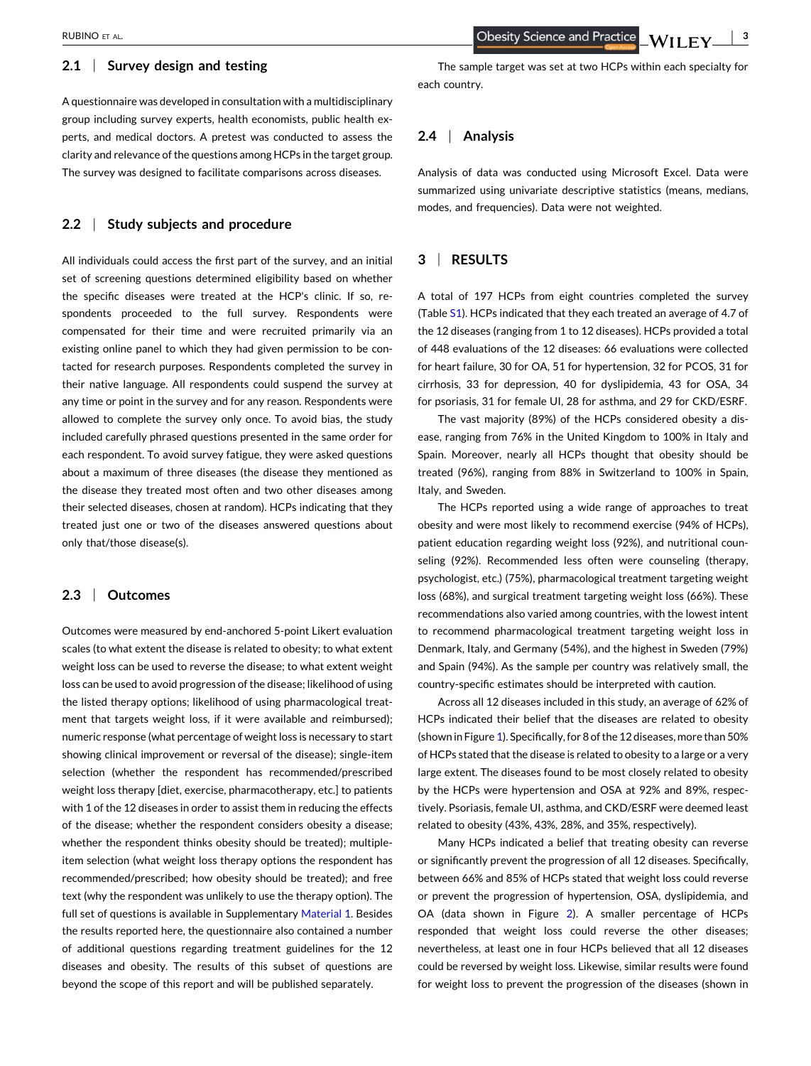## 2.1 | Survey design and testing

A questionnaire was developed in consultation with a multidisciplinary group including survey experts, health economists, public health experts, and medical doctors. A pretest was conducted to assess the clarity and relevance of the questions among HCPs in the target group. The survey was designed to facilitate comparisons across diseases.

## 2.2 | Study subjects and procedure

All individuals could access the first part of the survey, and an initial set of screening questions determined eligibility based on whether the specific diseases were treated at the HCP's clinic. If so, respondents proceeded to the full survey. Respondents were compensated for their time and were recruited primarily via an existing online panel to which they had given permission to be contacted for research purposes. Respondents completed the survey in their native language. All respondents could suspend the survey at any time or point in the survey and for any reason. Respondents were allowed to complete the survey only once. To avoid bias, the study included carefully phrased questions presented in the same order for each respondent. To avoid survey fatigue, they were asked questions about a maximum of three diseases (the disease they mentioned as the disease they treated most often and two other diseases among their selected diseases, chosen at random). HCPs indicating that they treated just one or two of the diseases answered questions about only that/those disease(s).

## 2.3 | Outcomes

Outcomes were measured by end-anchored 5-point Likert evaluation scales (to what extent the disease is related to obesity; to what extent weight loss can be used to reverse the disease; to what extent weight loss can be used to avoid progression of the disease; likelihood of using the listed therapy options; likelihood of using pharmacological treatment that targets weight loss, if it were available and reimbursed); numeric response (what percentage of weight loss is necessary to start showing clinical improvement or reversal of the disease); single-item selection (whether the respondent has recommended/prescribed weight loss therapy [diet, exercise, pharmacotherapy, etc.] to patients with 1 of the 12 diseases in order to assist them in reducing the effects of the disease; whether the respondent considers obesity a disease; whether the respondent thinks obesity should be treated); multiple-item selection (what weight loss therapy options the respondent has recommended/prescribed; how obesity should be treated); and free text (why the respondent was unlikely to use the therapy option). The full set of questions is available in Supplementary Material 1. Besides the results reported here, the questionnaire also contained a number of additional questions regarding treatment guidelines for the 12 diseases and obesity. The results of this subset of questions are beyond the scope of this report and will be published separately.

The sample target was set at two HCPs within each specialty for each country.

## 2.4 | Analysis

Analysis of data was conducted using Microsoft Excel. Data were summarized using univariate descriptive statistics (means, medians, modes, and frequencies). Data were not weighted.

# 3 | RESULTS

A total of 197 HCPs from eight countries completed the survey (Table S1). HCPs indicated that they each treated an average of 4.7 of the 12 diseases (ranging from 1 to 12 diseases). HCPs provided a total of 448 evaluations of the 12 diseases: 66 evaluations were collected for heart failure, 30 for OA, 51 for hypertension, 32 for PCOS, 31 for cirrhosis, 33 for depression, 40 for dyslipidemia, 43 for OSA, 34 for psoriasis, 31 for female UI, 28 for asthma, and 29 for CKD/ESRF.

The vast majority (89%) of the HCPs considered obesity a disease, ranging from 76% in the United Kingdom to 100% in Italy and Spain. Moreover, nearly all HCPs thought that obesity should be treated (96%), ranging from 88% in Switzerland to 100% in Spain, Italy, and Sweden.

The HCPs reported using a wide range of approaches to treat obesity and were most likely to recommend exercise (94% of HCPs), patient education regarding weight loss (92%), and nutritional counseling (92%). Recommended less often were counseling (therapy, psychologist, etc.) (75%), pharmacological treatment targeting weight loss (68%), and surgical treatment targeting weight loss (66%). These recommendations also varied among countries, with the lowest intent to recommend pharmacological treatment targeting weight loss in Denmark, Italy, and Germany (54%), and the highest in Sweden (79%) and Spain (94%). As the sample per country was relatively small, the country-specific estimates should be interpreted with caution.

Across all 12 diseases included in this study, an average of 62% of HCPs indicated their belief that the diseases are related to obesity (shown in Figure 1). Specifically, for 8 of the 12 diseases, more than 50% of HCPs stated that the disease is related to obesity to a large or a very large extent. The diseases found to be most closely related to obesity by the HCPs were hypertension and OSA at 92% and 89%, respectively. Psoriasis, female UI, asthma, and CKD/ESRF were deemed least related to obesity (43%, 43%, 28%, and 35%, respectively).

Many HCPs indicated a belief that treating obesity can reverse or significantly prevent the progression of all 12 diseases. Specifically, between 66% and 85% of HCPs stated that weight loss could reverse or prevent the progression of hypertension, OSA, dyslipidemia, and OA (data shown in Figure 2). A smaller percentage of HCPs responded that weight loss could reverse the other diseases; nevertheless, at least one in four HCPs believed that all 12 diseases could be reversed by weight loss. Likewise, similar results were found for weight loss to prevent the progression of the diseases (shown in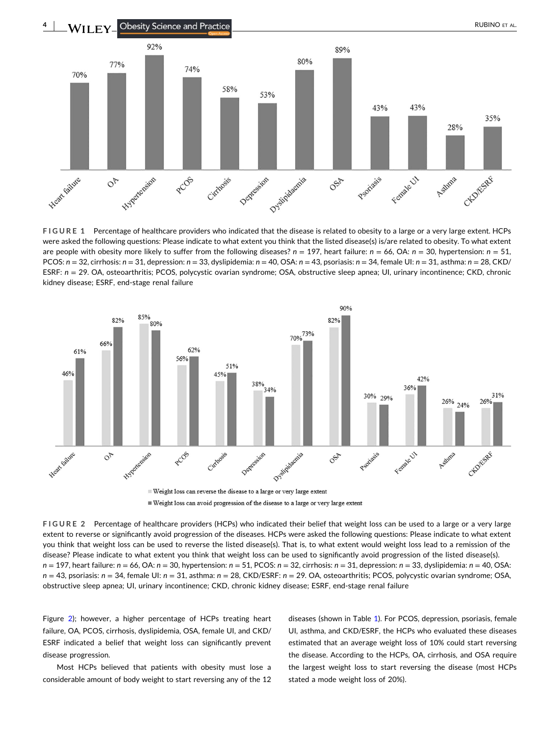FIGURE 1 Percentage of healthcare providers who indicated that the disease is related to obesity to a large or a very large extent. HCPs were asked the following questions: Please indicate to what extent you think that the listed disease(s) is/are related to obesity. To what extent are people with obesity more likely to suffer from the following diseases? $n = 197$, heart failure: $n = 66$, OA: $n = 30$, hypertension: $n = 51$, PCOS: $n = 32$, cirrhosis: $n = 31$, depression: $n = 33$, dyslipidemia: $n = 40$, OSA: $n = 43$, psoriasis: $n = 34$, female UI: $n = 31$, asthma: $n = 28$, CKD/ESRF: $n = 29$. OA, osteoarthritis; PCOS, polycystic ovarian syndrome; OSA, obstructive sleep apnea; UI, urinary incontinence; CKD, chronic kidney disease; ESRF, end-stage renal failure

FIGURE 2 Percentage of healthcare providers (HCPs) who indicated their belief that weight loss can be used to a large or a very large extent to reverse or significantly avoid progression of the diseases. HCPs were asked the following questions: Please indicate to what extent you think that weight loss can be used to reverse the listed disease(s). That is, to what extent would weight loss lead to a remission of the disease? Please indicate to what extent you think that weight loss can be used to significantly avoid progression of the listed disease(s). $n = 197$, heart failure: $n = 66$, OA: $n = 30$, hypertension: $n = 51$, PCOS: $n = 32$, cirrhosis: $n = 31$, depression: $n = 33$, dyslipidemia: $n = 40$, OSA: $n = 43$, psoriasis: $n = 34$, female UI: $n = 31$, asthma: $n = 28$, CKD/ESRF: $n = 29$. OA, osteoarthritis; PCOS, polycystic ovarian syndrome; OSA, obstructive sleep apnea; UI, urinary incontinence; CKD, chronic kidney disease; ESRF, end-stage renal failure

Figure 2); however, a higher percentage of HCPs treating heart failure, OA, PCOS, cirrhosis, dyslipidemia, OSA, female UI, and CKD/ESRF indicated a belief that weight loss can significantly prevent disease progression.

Most HCPs believed that patients with obesity must lose a considerable amount of body weight to start reversing any of the 12 diseases (shown in Table 1). For PCOS, depression, psoriasis, female UI, asthma, and CKD/ESRF, the HCPs who evaluated these diseases estimated that an average weight loss of 10% could start reversing the disease. According to the HCPs, OA, cirrhosis, and OSA require the largest weight loss to start reversing the disease (most HCPs stated a mode weight loss of 20%).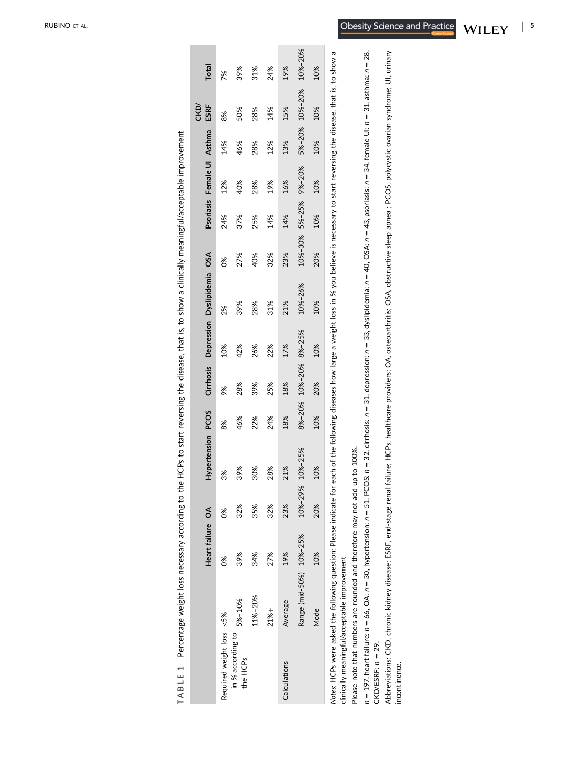**TABLE 1** Percentage weight loss necessary according to the HCPs to start reversing the disease, that is, to show a clinically meaningful/acceptable improvement

| | | Heart failure | OA | Hypertension | PCOS | Cirrhosis | Depression | Dyslipidemia | OSA | Psoriasis | Female UI | Asthma | CKD/ESRF | Total |
|---|---|---|---|---|---|---|---|---|---|---|---|---|---|---|
| Required weight loss in % according to the HCPs | <5% | 0% | 0% | 3% | 8% | 9% | 10% | 2% | 0% | 24% | 12% | 14% | 8% | 7% |
| | 5%–10% | 39% | 32% | 39% | 46% | 28% | 42% | 39% | 27% | 37% | 40% | 46% | 50% | 39% |
| | 11%–20% | 34% | 35% | 30% | 22% | 39% | 26% | 28% | 40% | 25% | 28% | 28% | 28% | 31% |
| | 21%+ | 27% | 32% | 28% | 24% | 25% | 22% | 31% | 32% | 14% | 19% | 12% | 14% | 24% |
| Calculations | Average | 19% | 23% | 21% | 18% | 18% | 17% | 21% | 23% | 14% | 16% | 13% | 15% | 19% |
| | Range (mid-50%) | 10%–25% | 10%–29% | 10%–25% | 8%–20% | 10%–20% | 8%–25% | 10%–26% | 10%–30% | 5%–25% | 9%–20% | 5%–20% | 10%–20% | 10%–20% |
| | Mode | 10% | 20% | 10% | 10% | 20% | 10% | 10% | 20% | 10% | 10% | 10% | 10% | 10% |

*Notes*: HCPs were asked the following question: Please indicate for each of the following diseases how large a weight loss in % you believe is necessary to start reversing the disease, that is, to show a clinically meaningful/acceptable improvement.

Please note that numbers are rounded and therefore may not add up to 100%.

$n$ = 197, heart failure: $n$ = 66, OA: $n$ = 30, hypertension: $n$ = 51, PCOS: $n$ = 32, cirrhosis: $n$ = 31, depression: $n$ = 33, dyslipidemia: $n$ = 40, OSA: $n$ = 43, psoriasis: $n$ = 34, female UI: $n$ = 31, asthma: $n$ = 28, CKD/ESRF: $n$ = 29.

Abbreviations: CKD, chronic kidney disease; ESRF, end-stage renal failure; HCPs, healthcare providers; OA, osteoarthritis; OSA, obstructive sleep apnea ; PCOS, polycystic ovarian syndrome; UI, urinary incontinence.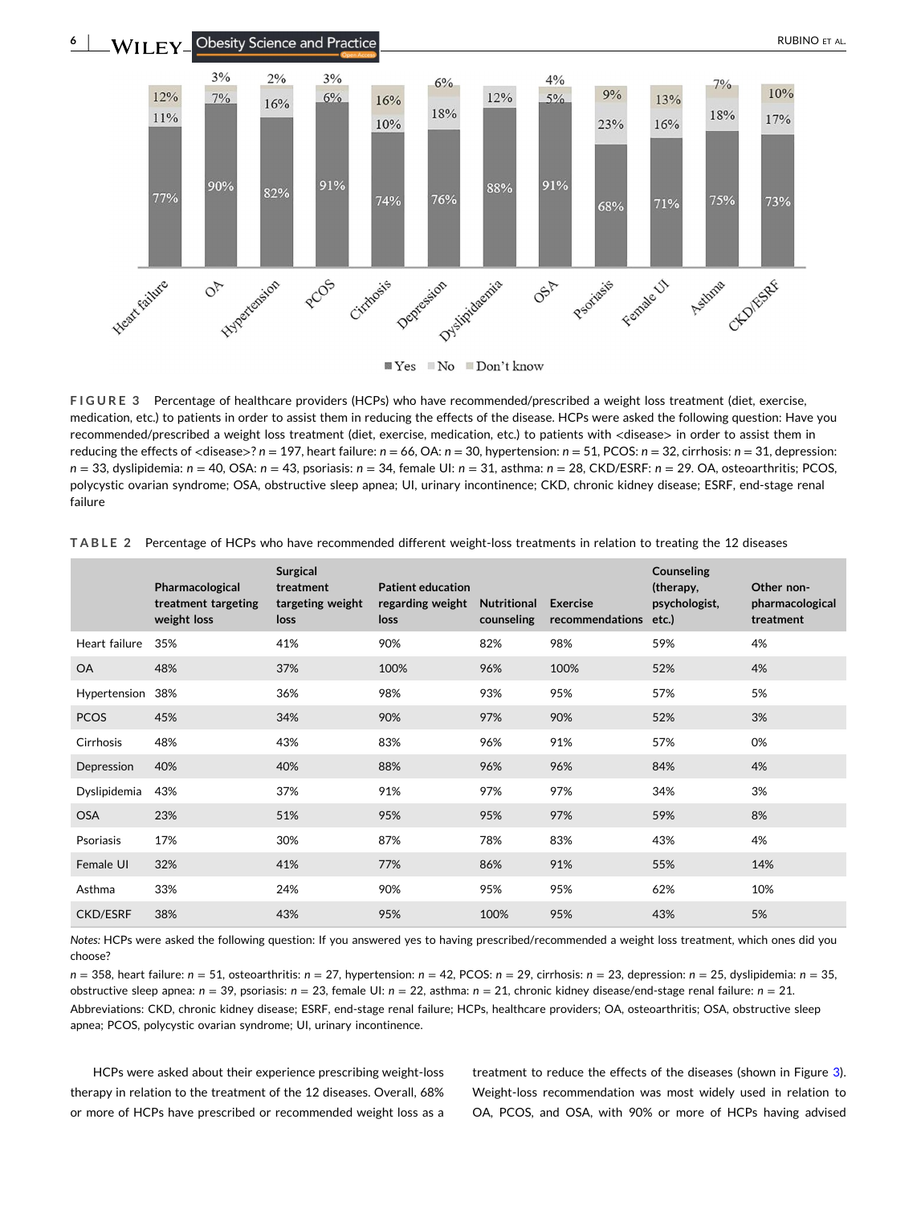**FIGURE 3** Percentage of healthcare providers (HCPs) who have recommended/prescribed a weight loss treatment (diet, exercise, medication, etc.) to patients in order to assist them in reducing the effects of the disease. HCPs were asked the following question: Have you recommended/prescribed a weight loss treatment (diet, exercise, medication, etc.) to patients with <disease> in order to assist them in reducing the effects of <disease>? $n = 197$, heart failure: $n = 66$, OA: $n = 30$, hypertension: $n = 51$, PCOS: $n = 32$, cirrhosis: $n = 31$, depression: $n = 33$, dyslipidemia: $n = 40$, OSA: $n = 43$, psoriasis: $n = 34$, female UI: $n = 31$, asthma: $n = 28$, CKD/ESRF: $n = 29$. OA, osteoarthritis; PCOS, polycystic ovarian syndrome; OSA, obstructive sleep apnea; UI, urinary incontinence; CKD, chronic kidney disease; ESRF, end-stage renal failure

**TABLE 2** Percentage of HCPs who have recommended different weight-loss treatments in relation to treating the 12 diseases

| | Pharmacological treatment targeting weight loss | Surgical treatment targeting weight loss | Patient education regarding weight loss | Nutritional counseling | Exercise recommendations | Counseling (therapy, psychologist, etc.) | Other non-pharmacological treatment |
|---|---|---|---|---|---|---|---|
| Heart failure | 35% | 41% | 90% | 82% | 98% | 59% | 4% |
| OA | 48% | 37% | 100% | 96% | 100% | 52% | 4% |
| Hypertension | 38% | 36% | 98% | 93% | 95% | 57% | 5% |
| PCOS | 45% | 34% | 90% | 97% | 90% | 52% | 3% |
| Cirrhosis | 48% | 43% | 83% | 96% | 91% | 57% | 0% |
| Depression | 40% | 40% | 88% | 96% | 96% | 84% | 4% |
| Dyslipidemia | 43% | 37% | 91% | 97% | 97% | 34% | 3% |
| OSA | 23% | 51% | 95% | 95% | 97% | 59% | 8% |
| Psoriasis | 17% | 30% | 87% | 78% | 83% | 43% | 4% |
| Female UI | 32% | 41% | 77% | 86% | 91% | 55% | 14% |
| Asthma | 33% | 24% | 90% | 95% | 95% | 62% | 10% |
| CKD/ESRF | 38% | 43% | 95% | 100% | 95% | 43% | 5% |

*Notes:* HCPs were asked the following question: If you answered yes to having prescribed/recommended a weight loss treatment, which ones did you choose?

$n = 358$, heart failure: $n = 51$, osteoarthritis: $n = 27$, hypertension: $n = 42$, PCOS: $n = 29$, cirrhosis: $n = 23$, depression: $n = 25$, dyslipidemia: $n = 35$, obstructive sleep apnea: $n = 39$, psoriasis: $n = 23$, female UI: $n = 22$, asthma: $n = 21$, chronic kidney disease/end-stage renal failure: $n = 21$.

Abbreviations: CKD, chronic kidney disease; ESRF, end-stage renal failure; HCPs, healthcare providers; OA, osteoarthritis; OSA, obstructive sleep apnea; PCOS, polycystic ovarian syndrome; UI, urinary incontinence.

HCPs were asked about their experience prescribing weight-loss therapy in relation to the treatment of the 12 diseases. Overall, 68% or more of HCPs have prescribed or recommended weight loss as a treatment to reduce the effects of the diseases (shown in Figure 3). Weight-loss recommendation was most widely used in relation to OA, PCOS, and OSA, with 90% or more of HCPs having advised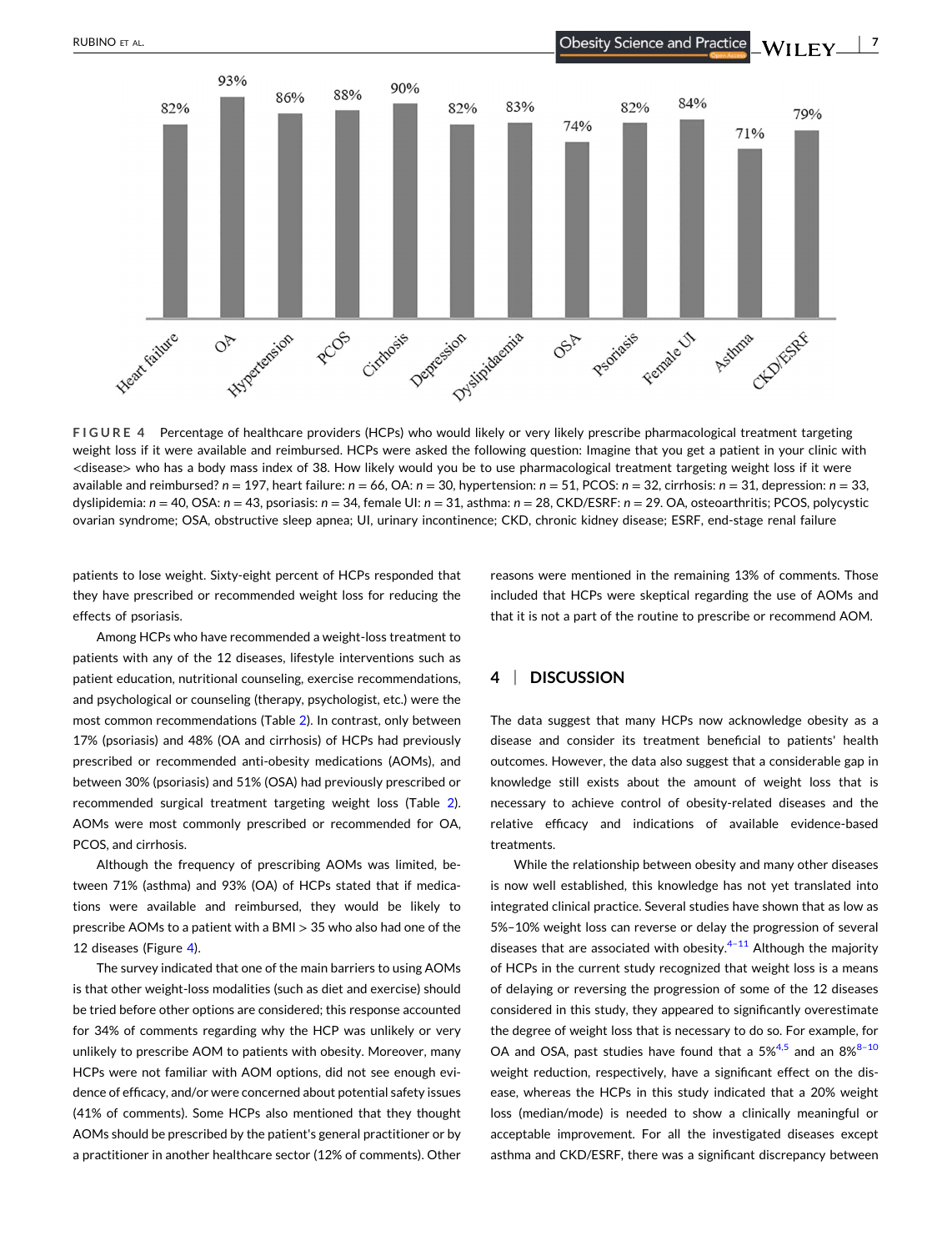FIGURE 4 Percentage of healthcare providers (HCPs) who would likely or very likely prescribe pharmacological treatment targeting weight loss if it were available and reimbursed. HCPs were asked the following question: Imagine that you get a patient in your clinic with <disease> who has a body mass index of 38. How likely would you be to use pharmacological treatment targeting weight loss if it were available and reimbursed? $n = 197$, heart failure: $n = 66$, OA: $n = 30$, hypertension: $n = 51$, PCOS: $n = 32$, cirrhosis: $n = 31$, depression: $n = 33$, dyslipidemia: $n = 40$, OSA: $n = 43$, psoriasis: $n = 34$, female UI: $n = 31$, asthma: $n = 28$, CKD/ESRF: $n = 29$. OA, osteoarthritis; PCOS, polycystic ovarian syndrome; OSA, obstructive sleep apnea; UI, urinary incontinence; CKD, chronic kidney disease; ESRF, end-stage renal failure

patients to lose weight. Sixty-eight percent of HCPs responded that they have prescribed or recommended weight loss for reducing the effects of psoriasis.

Among HCPs who have recommended a weight-loss treatment to patients with any of the 12 diseases, lifestyle interventions such as patient education, nutritional counseling, exercise recommendations, and psychological or counseling (therapy, psychologist, etc.) were the most common recommendations (Table 2). In contrast, only between 17% (psoriasis) and 48% (OA and cirrhosis) of HCPs had previously prescribed or recommended anti-obesity medications (AOMs), and between 30% (psoriasis) and 51% (OSA) had previously prescribed or recommended surgical treatment targeting weight loss (Table 2). AOMs were most commonly prescribed or recommended for OA, PCOS, and cirrhosis.

Although the frequency of prescribing AOMs was limited, between 71% (asthma) and 93% (OA) of HCPs stated that if medications were available and reimbursed, they would be likely to prescribe AOMs to a patient with a BMI > 35 who also had one of the 12 diseases (Figure 4).

The survey indicated that one of the main barriers to using AOMs is that other weight-loss modalities (such as diet and exercise) should be tried before other options are considered; this response accounted for 34% of comments regarding why the HCP was unlikely or very unlikely to prescribe AOM to patients with obesity. Moreover, many HCPs were not familiar with AOM options, did not see enough evidence of efficacy, and/or were concerned about potential safety issues (41% of comments). Some HCPs also mentioned that they thought AOMs should be prescribed by the patient's general practitioner or by a practitioner in another healthcare sector (12% of comments). Other reasons were mentioned in the remaining 13% of comments. Those included that HCPs were skeptical regarding the use of AOMs and that it is not a part of the routine to prescribe or recommend AOM.

## 4 | DISCUSSION

The data suggest that many HCPs now acknowledge obesity as a disease and consider its treatment beneficial to patients' health outcomes. However, the data also suggest that a considerable gap in knowledge still exists about the amount of weight loss that is necessary to achieve control of obesity-related diseases and the relative efficacy and indications of available evidence-based treatments.

While the relationship between obesity and many other diseases is now well established, this knowledge has not yet translated into integrated clinical practice. Several studies have shown that as low as 5%–10% weight loss can reverse or delay the progression of several diseases that are associated with obesity.[4–11] Although the majority of HCPs in the current study recognized that weight loss is a means of delaying or reversing the progression of some of the 12 diseases considered in this study, they appeared to significantly overestimate the degree of weight loss that is necessary to do so. For example, for OA and OSA, past studies have found that a 5%[4,5] and an 8%[8–10] weight reduction, respectively, have a significant effect on the disease, whereas the HCPs in this study indicated that a 20% weight loss (median/mode) is needed to show a clinically meaningful or acceptable improvement. For all the investigated diseases except asthma and CKD/ESRF, there was a significant discrepancy between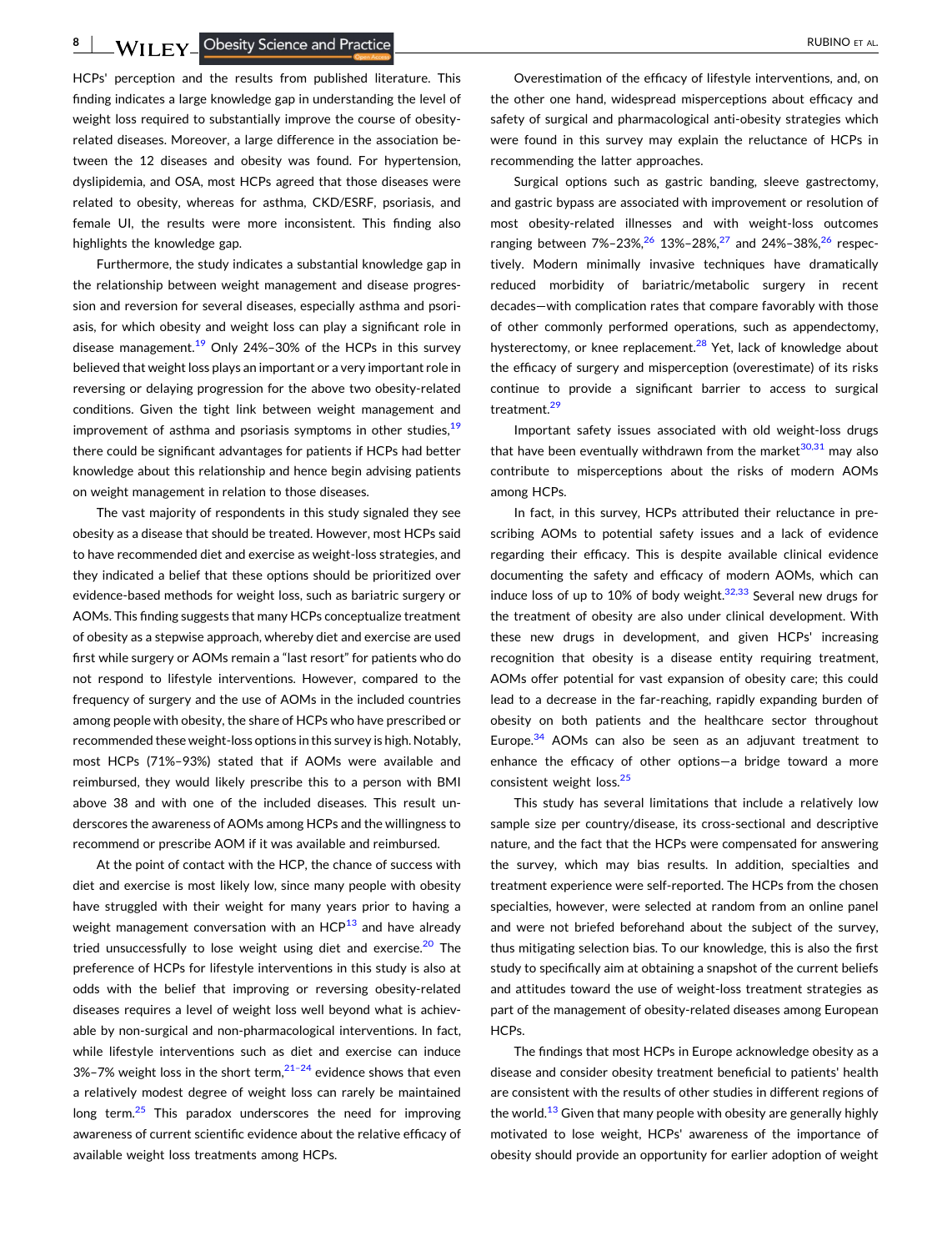HCPs' perception and the results from published literature. This finding indicates a large knowledge gap in understanding the level of weight loss required to substantially improve the course of obesity-related diseases. Moreover, a large difference in the association between the 12 diseases and obesity was found. For hypertension, dyslipidemia, and OSA, most HCPs agreed that those diseases were related to obesity, whereas for asthma, CKD/ESRF, psoriasis, and female UI, the results were more inconsistent. This finding also highlights the knowledge gap.

Furthermore, the study indicates a substantial knowledge gap in the relationship between weight management and disease progression and reversion for several diseases, especially asthma and psoriasis, for which obesity and weight loss can play a significant role in disease management.[19] Only 24%–30% of the HCPs in this survey believed that weight loss plays an important or a very important role in reversing or delaying progression for the above two obesity-related conditions. Given the tight link between weight management and improvement of asthma and psoriasis symptoms in other studies,[19] there could be significant advantages for patients if HCPs had better knowledge about this relationship and hence begin advising patients on weight management in relation to those diseases.

The vast majority of respondents in this study signaled they see obesity as a disease that should be treated. However, most HCPs said to have recommended diet and exercise as weight-loss strategies, and they indicated a belief that these options should be prioritized over evidence-based methods for weight loss, such as bariatric surgery or AOMs. This finding suggests that many HCPs conceptualize treatment of obesity as a stepwise approach, whereby diet and exercise are used first while surgery or AOMs remain a "last resort" for patients who do not respond to lifestyle interventions. However, compared to the frequency of surgery and the use of AOMs in the included countries among people with obesity, the share of HCPs who have prescribed or recommended these weight-loss options in this survey is high. Notably, most HCPs (71%–93%) stated that if AOMs were available and reimbursed, they would likely prescribe this to a person with BMI above 38 and with one of the included diseases. This result underscores the awareness of AOMs among HCPs and the willingness to recommend or prescribe AOM if it was available and reimbursed.

At the point of contact with the HCP, the chance of success with diet and exercise is most likely low, since many people with obesity have struggled with their weight for many years prior to having a weight management conversation with an HCP[13] and have already tried unsuccessfully to lose weight using diet and exercise.[20] The preference of HCPs for lifestyle interventions in this study is also at odds with the belief that improving or reversing obesity-related diseases requires a level of weight loss well beyond what is achievable by non-surgical and non-pharmacological interventions. In fact, while lifestyle interventions such as diet and exercise can induce 3%–7% weight loss in the short term,[21–24] evidence shows that even a relatively modest degree of weight loss can rarely be maintained long term.[25] This paradox underscores the need for improving awareness of current scientific evidence about the relative efficacy of available weight loss treatments among HCPs.

Overestimation of the efficacy of lifestyle interventions, and, on the other one hand, widespread misperceptions about efficacy and safety of surgical and pharmacological anti-obesity strategies which were found in this survey may explain the reluctance of HCPs in recommending the latter approaches.

Surgical options such as gastric banding, sleeve gastrectomy, and gastric bypass are associated with improvement or resolution of most obesity-related illnesses and with weight-loss outcomes ranging between 7%–23%,[26] 13%–28%,[27] and 24%–38%,[26] respectively. Modern minimally invasive techniques have dramatically reduced morbidity of bariatric/metabolic surgery in recent decades—with complication rates that compare favorably with those of other commonly performed operations, such as appendectomy, hysterectomy, or knee replacement.[28] Yet, lack of knowledge about the efficacy of surgery and misperception (overestimate) of its risks continue to provide a significant barrier to access to surgical treatment.[29]

Important safety issues associated with old weight-loss drugs that have been eventually withdrawn from the market[30,31] may also contribute to misperceptions about the risks of modern AOMs among HCPs.

In fact, in this survey, HCPs attributed their reluctance in prescribing AOMs to potential safety issues and a lack of evidence regarding their efficacy. This is despite available clinical evidence documenting the safety and efficacy of modern AOMs, which can induce loss of up to 10% of body weight.[32,33] Several new drugs for the treatment of obesity are also under clinical development. With these new drugs in development, and given HCPs' increasing recognition that obesity is a disease entity requiring treatment, AOMs offer potential for vast expansion of obesity care; this could lead to a decrease in the far-reaching, rapidly expanding burden of obesity on both patients and the healthcare sector throughout Europe.[34] AOMs can also be seen as an adjuvant treatment to enhance the efficacy of other options—a bridge toward a more consistent weight loss.[25]

This study has several limitations that include a relatively low sample size per country/disease, its cross-sectional and descriptive nature, and the fact that the HCPs were compensated for answering the survey, which may bias results. In addition, specialties and treatment experience were self-reported. The HCPs from the chosen specialties, however, were selected at random from an online panel and were not briefed beforehand about the subject of the survey, thus mitigating selection bias. To our knowledge, this is also the first study to specifically aim at obtaining a snapshot of the current beliefs and attitudes toward the use of weight-loss treatment strategies as part of the management of obesity-related diseases among European HCPs.

The findings that most HCPs in Europe acknowledge obesity as a disease and consider obesity treatment beneficial to patients' health are consistent with the results of other studies in different regions of the world.[13] Given that many people with obesity are generally highly motivated to lose weight, HCPs' awareness of the importance of obesity should provide an opportunity for earlier adoption of weight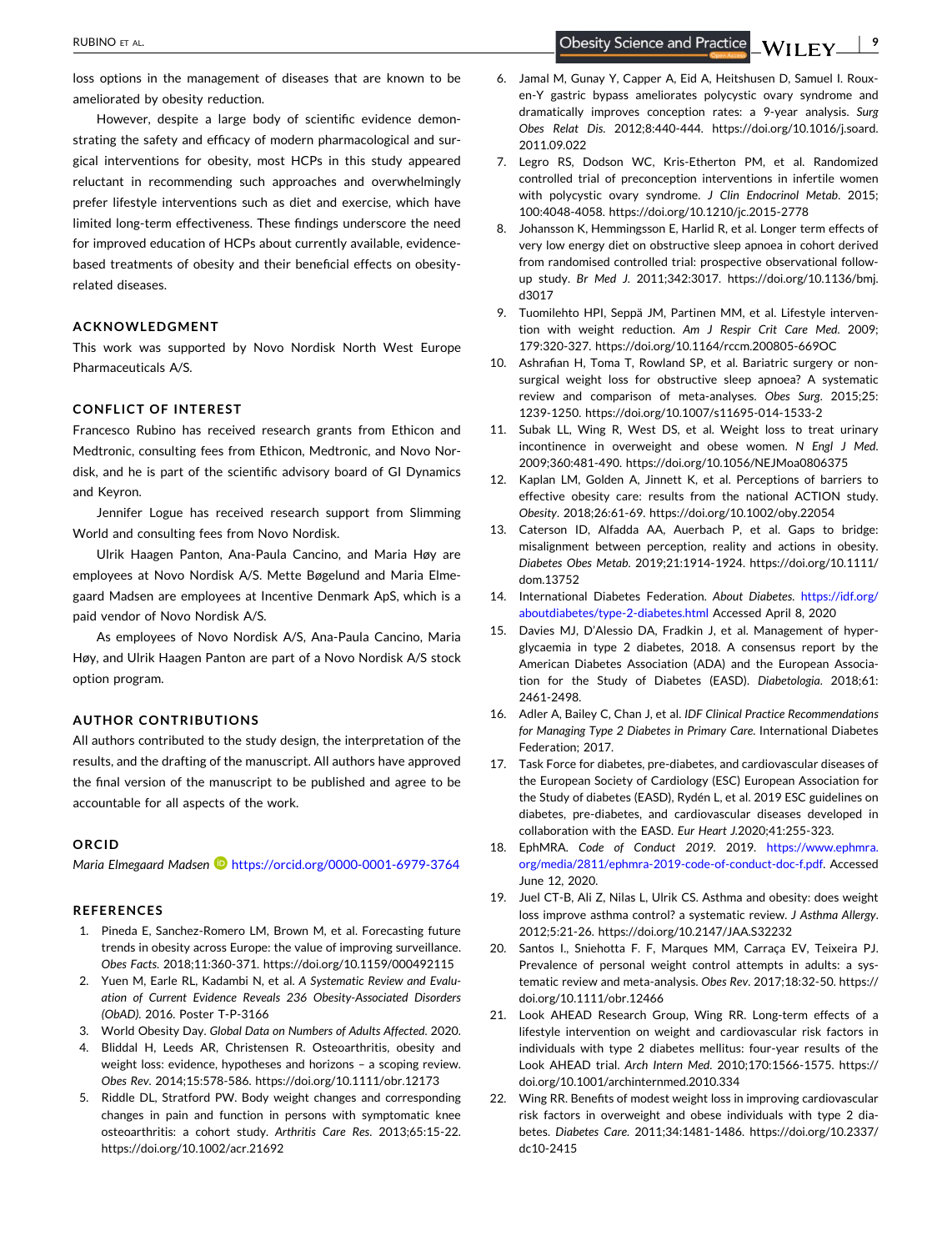loss options in the management of diseases that are known to be ameliorated by obesity reduction.

However, despite a large body of scientific evidence demonstrating the safety and efficacy of modern pharmacological and surgical interventions for obesity, most HCPs in this study appeared reluctant in recommending such approaches and overwhelmingly prefer lifestyle interventions such as diet and exercise, which have limited long-term effectiveness. These findings underscore the need for improved education of HCPs about currently available, evidence-based treatments of obesity and their beneficial effects on obesity-related diseases.

## ACKNOWLEDGMENT

This work was supported by Novo Nordisk North West Europe Pharmaceuticals A/S.

## CONFLICT OF INTEREST

Francesco Rubino has received research grants from Ethicon and Medtronic, consulting fees from Ethicon, Medtronic, and Novo Nordisk, and he is part of the scientific advisory board of GI Dynamics and Keyron.

Jennifer Logue has received research support from Slimming World and consulting fees from Novo Nordisk.

Ulrik Haagen Panton, Ana-Paula Cancino, and Maria Høy are employees at Novo Nordisk A/S. Mette Bøgelund and Maria Elmegaard Madsen are employees at Incentive Denmark ApS, which is a paid vendor of Novo Nordisk A/S.

As employees of Novo Nordisk A/S, Ana-Paula Cancino, Maria Høy, and Ulrik Haagen Panton are part of a Novo Nordisk A/S stock option program.

## AUTHOR CONTRIBUTIONS

All authors contributed to the study design, the interpretation of the results, and the drafting of the manuscript. All authors have approved the final version of the manuscript to be published and agree to be accountable for all aspects of the work.

## ORCID

*Maria Elmegaard Madsen* https://orcid.org/0000-0001-6979-3764

## REFERENCES

1. Pineda E, Sanchez-Romero LM, Brown M, et al. Forecasting future trends in obesity across Europe: the value of improving surveillance. *Obes Facts*. 2018;11:360-371. https://doi.org/10.1159/000492115
2. Yuen M, Earle RL, Kadambi N, et al. *A Systematic Review and Evaluation of Current Evidence Reveals 236 Obesity-Associated Disorders (ObAD)*. 2016. Poster T-P-3166
3. World Obesity Day. *Global Data on Numbers of Adults Affected*. 2020.
4. Bliddal H, Leeds AR, Christensen R. Osteoarthritis, obesity and weight loss: evidence, hypotheses and horizons – a scoping review. *Obes Rev*. 2014;15:578-586. https://doi.org/10.1111/obr.12173
5. Riddle DL, Stratford PW. Body weight changes and corresponding changes in pain and function in persons with symptomatic knee osteoarthritis: a cohort study. *Arthritis Care Res*. 2013;65:15-22. https://doi.org/10.1002/acr.21692
6. Jamal M, Gunay Y, Capper A, Eid A, Heitshusen D, Samuel I. Roux-en-Y gastric bypass ameliorates polycystic ovary syndrome and dramatically improves conception rates: a 9-year analysis. *Surg Obes Relat Dis*. 2012;8:440-444. https://doi.org/10.1016/j.soard.2011.09.022
7. Legro RS, Dodson WC, Kris-Etherton PM, et al. Randomized controlled trial of preconception interventions in infertile women with polycystic ovary syndrome. *J Clin Endocrinol Metab*. 2015;100:4048-4058. https://doi.org/10.1210/jc.2015-2778
8. Johansson K, Hemmingsson E, Harlid R, et al. Longer term effects of very low energy diet on obstructive sleep apnoea in cohort derived from randomised controlled trial: prospective observational follow-up study. *Br Med J*. 2011;342:3017. https://doi.org/10.1136/bmj.d3017
9. Tuomilehto HPI, Seppä JM, Partinen MM, et al. Lifestyle intervention with weight reduction. *Am J Respir Crit Care Med*. 2009;179:320-327. https://doi.org/10.1164/rccm.200805-669OC
10. Ashrafian H, Toma T, Rowland SP, et al. Bariatric surgery or non-surgical weight loss for obstructive sleep apnoea? A systematic review and comparison of meta-analyses. *Obes Surg*. 2015;25:1239-1250. https://doi.org/10.1007/s11695-014-1533-2
11. Subak LL, Wing R, West DS, et al. Weight loss to treat urinary incontinence in overweight and obese women. *N Engl J Med*. 2009;360:481-490. https://doi.org/10.1056/NEJMoa0806375
12. Kaplan LM, Golden A, Jinnett K, et al. Perceptions of barriers to effective obesity care: results from the national ACTION study. *Obesity*. 2018;26:61-69. https://doi.org/10.1002/oby.22054
13. Caterson ID, Alfadda AA, Auerbach P, et al. Gaps to bridge: misalignment between perception, reality and actions in obesity. *Diabetes Obes Metab*. 2019;21:1914-1924. https://doi.org/10.1111/dom.13752
14. International Diabetes Federation. *About Diabetes*. https://idf.org/aboutdiabetes/type-2-diabetes.html Accessed April 8, 2020
15. Davies MJ, D'Alessio DA, Fradkin J, et al. Management of hyperglycaemia in type 2 diabetes, 2018. A consensus report by the American Diabetes Association (ADA) and the European Association for the Study of Diabetes (EASD). *Diabetologia*. 2018;61:2461-2498.
16. Adler A, Bailey C, Chan J, et al. *IDF Clinical Practice Recommendations for Managing Type 2 Diabetes in Primary Care*. International Diabetes Federation; 2017.
17. Task Force for diabetes, pre-diabetes, and cardiovascular diseases of the European Society of Cardiology (ESC) European Association for the Study of diabetes (EASD), Rydén L, et al. 2019 ESC guidelines on diabetes, pre-diabetes, and cardiovascular diseases developed in collaboration with the EASD. *Eur Heart J*.2020;41:255-323.
18. EphMRA. *Code of Conduct 2019*. 2019. https://www.ephmra.org/media/2811/ephmra-2019-code-of-conduct-doc-f.pdf. Accessed June 12, 2020.
19. Juel CT-B, Ali Z, Nilas L, Ulrik CS. Asthma and obesity: does weight loss improve asthma control? a systematic review. *J Asthma Allergy*. 2012;5:21-26. https://doi.org/10.2147/JAA.S32232
20. Santos I., Sniehotta F. F, Marques MM, Carraça EV, Teixeira PJ. Prevalence of personal weight control attempts in adults: a systematic review and meta-analysis. *Obes Rev*. 2017;18:32-50. https://doi.org/10.1111/obr.12466
21. Look AHEAD Research Group, Wing RR. Long-term effects of a lifestyle intervention on weight and cardiovascular risk factors in individuals with type 2 diabetes mellitus: four-year results of the Look AHEAD trial. *Arch Intern Med*. 2010;170:1566-1575. https://doi.org/10.1001/archinternmed.2010.334
22. Wing RR. Benefits of modest weight loss in improving cardiovascular risk factors in overweight and obese individuals with type 2 diabetes. *Diabetes Care*. 2011;34:1481-1486. https://doi.org/10.2337/dc10-2415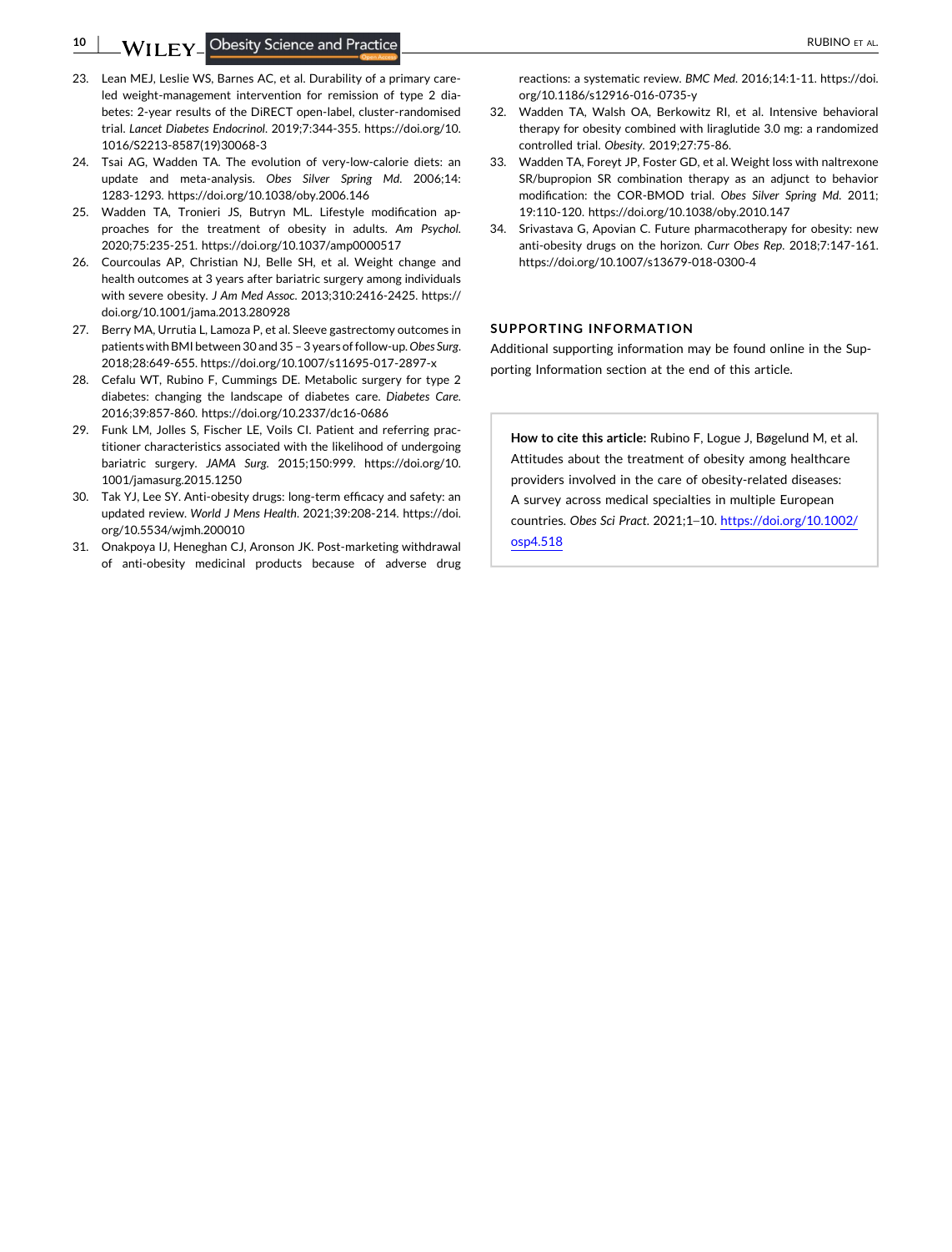23. Lean MEJ, Leslie WS, Barnes AC, et al. Durability of a primary care-led weight-management intervention for remission of type 2 diabetes: 2-year results of the DiRECT open-label, cluster-randomised trial. *Lancet Diabetes Endocrinol*. 2019;7:344-355. https://doi.org/10.1016/S2213-8587(19)30068-3
24. Tsai AG, Wadden TA. The evolution of very-low-calorie diets: an update and meta-analysis. *Obes Silver Spring Md*. 2006;14:1283-1293. https://doi.org/10.1038/oby.2006.146
25. Wadden TA, Tronieri JS, Butryn ML. Lifestyle modification approaches for the treatment of obesity in adults. *Am Psychol*. 2020;75:235-251. https://doi.org/10.1037/amp0000517
26. Courcoulas AP, Christian NJ, Belle SH, et al. Weight change and health outcomes at 3 years after bariatric surgery among individuals with severe obesity. *J Am Med Assoc*. 2013;310:2416-2425. https://doi.org/10.1001/jama.2013.280928
27. Berry MA, Urrutia L, Lamoza P, et al. Sleeve gastrectomy outcomes in patients with BMI between 30 and 35 – 3 years of follow-up. *Obes Surg*. 2018;28:649-655. https://doi.org/10.1007/s11695-017-2897-x
28. Cefalu WT, Rubino F, Cummings DE. Metabolic surgery for type 2 diabetes: changing the landscape of diabetes care. *Diabetes Care*. 2016;39:857-860. https://doi.org/10.2337/dc16-0686
29. Funk LM, Jolles S, Fischer LE, Voils CI. Patient and referring practitioner characteristics associated with the likelihood of undergoing bariatric surgery. *JAMA Surg*. 2015;150:999. https://doi.org/10.1001/jamasurg.2015.1250
30. Tak YJ, Lee SY. Anti-obesity drugs: long-term efficacy and safety: an updated review. *World J Mens Health*. 2021;39:208-214. https://doi.org/10.5534/wjmh.200010
31. Onakpoya IJ, Heneghan CJ, Aronson JK. Post-marketing withdrawal of anti-obesity medicinal products because of adverse drug reactions: a systematic review. *BMC Med*. 2016;14:1-11. https://doi.org/10.1186/s12916-016-0735-y
32. Wadden TA, Walsh OA, Berkowitz RI, et al. Intensive behavioral therapy for obesity combined with liraglutide 3.0 mg: a randomized controlled trial. *Obesity*. 2019;27:75-86.
33. Wadden TA, Foreyt JP, Foster GD, et al. Weight loss with naltrexone SR/bupropion SR combination therapy as an adjunct to behavior modification: the COR-BMOD trial. *Obes Silver Spring Md*. 2011;19:110-120. https://doi.org/10.1038/oby.2010.147
34. Srivastava G, Apovian C. Future pharmacotherapy for obesity: new anti-obesity drugs on the horizon. *Curr Obes Rep*. 2018;7:147-161. https://doi.org/10.1007/s13679-018-0300-4

## SUPPORTING INFORMATION

Additional supporting information may be found online in the Supporting Information section at the end of this article.

**How to cite this article:** Rubino F, Logue J, Bøgelund M, et al. Attitudes about the treatment of obesity among healthcare providers involved in the care of obesity-related diseases: A survey across medical specialties in multiple European countries. *Obes Sci Pract*. 2021;1–10. https://doi.org/10.1002/osp4.518